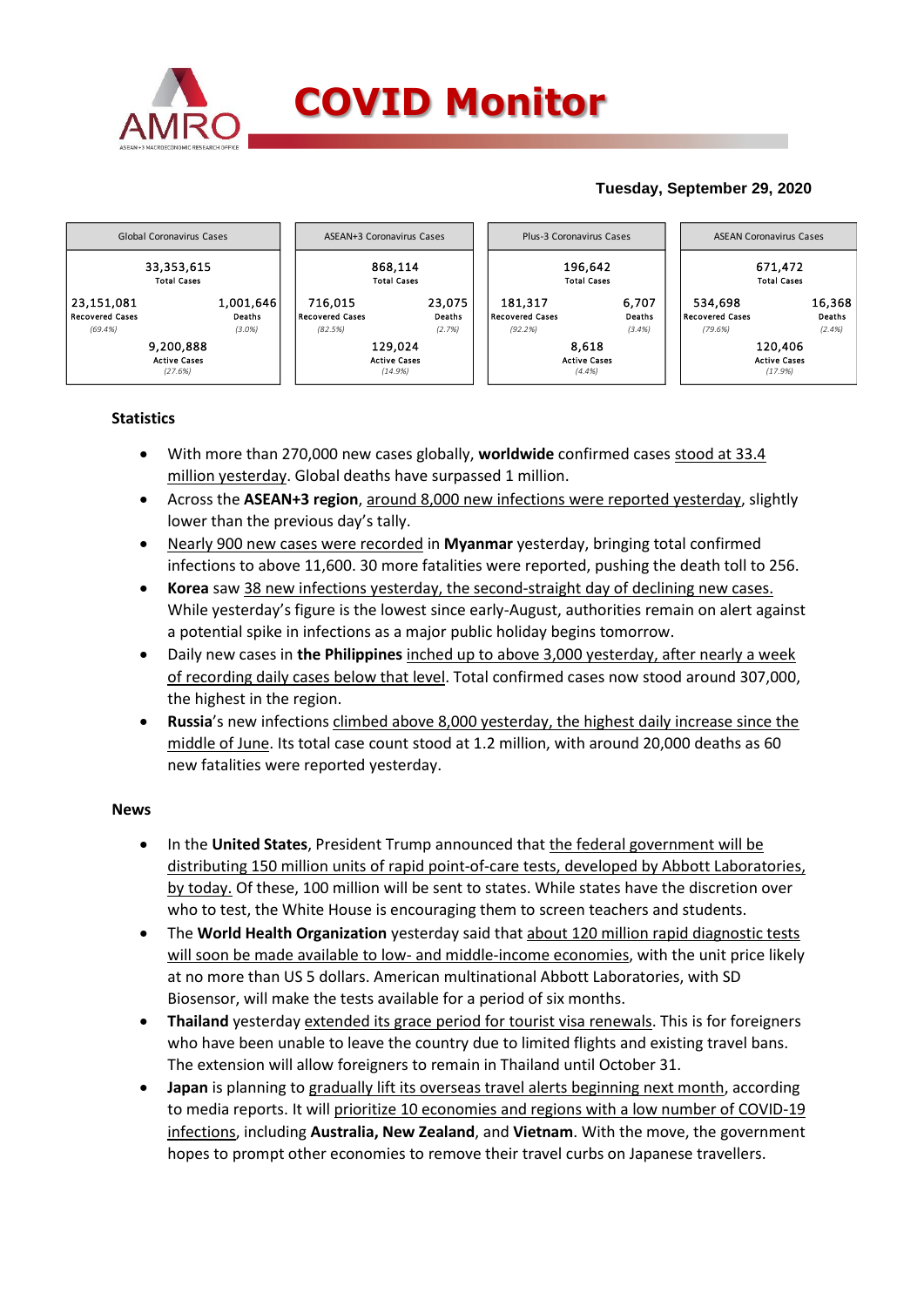# COVID Monitor

**Tuesday, September 29, 2020**

| Global Coronavirus Cases | ASEAN+3 Coronavirus Cases | Plus-3 Coronavirus Cases | ASEAN Coronavirus Cases |
|---|---|---|---|
| 33,353,615 Total Cases | 868,114 Total Cases | 196,642 Total Cases | 671,472 Total Cases |
| 23,151,081 Recovered Cases (69.4%) | 716,015 Recovered Cases (82.5%) | 181,317 Recovered Cases (92.2%) | 534,698 Recovered Cases (79.6%) |
| 1,001,646 Deaths (3.0%) | 23,075 Deaths (2.7%) | 6,707 Deaths (3.4%) | 16,368 Deaths (2.4%) |
| 9,200,888 Active Cases (27.6%) | 129,024 Active Cases (14.9%) | 8,618 Active Cases (4.4%) | 120,406 Active Cases (17.9%) |

## Statistics

- With more than 270,000 new cases globally, **worldwide** confirmed cases stood at 33.4 million yesterday. Global deaths have surpassed 1 million.
- Across the **ASEAN+3 region**, around 8,000 new infections were reported yesterday, slightly lower than the previous day's tally.
- Nearly 900 new cases were recorded in **Myanmar** yesterday, bringing total confirmed infections to above 11,600. 30 more fatalities were reported, pushing the death toll to 256.
- **Korea** saw 38 new infections yesterday, the second-straight day of declining new cases. While yesterday's figure is the lowest since early-August, authorities remain on alert against a potential spike in infections as a major public holiday begins tomorrow.
- Daily new cases in **the Philippines** inched up to above 3,000 yesterday, after nearly a week of recording daily cases below that level. Total confirmed cases now stood around 307,000, the highest in the region.
- **Russia**'s new infections climbed above 8,000 yesterday, the highest daily increase since the middle of June. Its total case count stood at 1.2 million, with around 20,000 deaths as 60 new fatalities were reported yesterday.

## News

- In the **United States**, President Trump announced that the federal government will be distributing 150 million units of rapid point-of-care tests, developed by Abbott Laboratories, by today. Of these, 100 million will be sent to states. While states have the discretion over who to test, the White House is encouraging them to screen teachers and students.
- The **World Health Organization** yesterday said that about 120 million rapid diagnostic tests will soon be made available to low- and middle-income economies, with the unit price likely at no more than US 5 dollars. American multinational Abbott Laboratories, with SD Biosensor, will make the tests available for a period of six months.
- **Thailand** yesterday extended its grace period for tourist visa renewals. This is for foreigners who have been unable to leave the country due to limited flights and existing travel bans. The extension will allow foreigners to remain in Thailand until October 31.
- **Japan** is planning to gradually lift its overseas travel alerts beginning next month, according to media reports. It will prioritize 10 economies and regions with a low number of COVID-19 infections, including **Australia, New Zealand**, and **Vietnam**. With the move, the government hopes to prompt other economies to remove their travel curbs on Japanese travellers.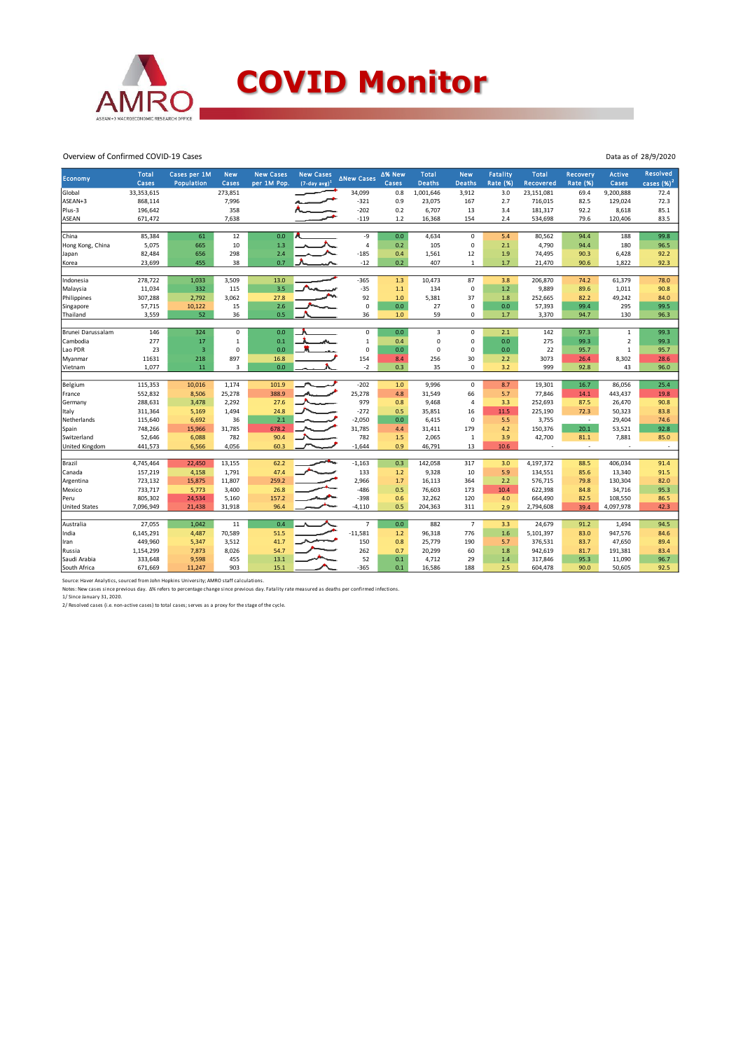# COVID Monitor

Overview of Confirmed COVID-19 Cases

Data as of 28/9/2020

| Economy | Total Cases | Cases per 1M Population | New Cases | New Cases per 1M Pop. | New Cases (7-day avg)[1] | ΔNew Cases | Δ% New Cases | Total Deaths | New Deaths | Fatality Rate (%) | Total Recovered | Recovery Rate (%) | Active Cases | Resolved cases (%)[2] |
|---|---|---|---|---|---|---|---|---|---|---|---|---|---|---|
| Global | 33,353,615 | | 273,851 | | | 34,099 | 0.8 | 1,001,646 | 3,912 | 3.0 | 23,151,081 | 69.4 | 9,200,888 | 72.4 |
| ASEAN+3 | 868,114 | | 7,996 | | | -321 | 0.9 | 23,075 | 167 | 2.7 | 716,015 | 82.5 | 129,024 | 72.3 |
| Plus-3 | 196,642 | | 358 | | | -202 | 0.2 | 6,707 | 13 | 3.4 | 181,317 | 92.2 | 8,618 | 85.1 |
| ASEAN | 671,472 | | 7,638 | | | -119 | 1.2 | 16,368 | 154 | 2.4 | 534,698 | 79.6 | 120,406 | 83.5 |
| | | | | | | | | | | | | | | |
| China | 85,384 | 61 | 12 | 0.0 | | -9 | 0.0 | 4,634 | 0 | 5.4 | 80,562 | 94.4 | 188 | 99.8 |
| Hong Kong, China | 5,075 | 665 | 10 | 1.3 | | 4 | 0.2 | 105 | 0 | 2.1 | 4,790 | 94.4 | 180 | 96.5 |
| Japan | 82,484 | 656 | 298 | 2.4 | | -185 | 0.4 | 1,561 | 12 | 1.9 | 74,495 | 90.3 | 6,428 | 92.2 |
| Korea | 23,699 | 455 | 38 | 0.7 | | -12 | 0.2 | 407 | 1 | 1.7 | 21,470 | 90.6 | 1,822 | 92.3 |
| | | | | | | | | | | | | | | |
| Indonesia | 278,722 | 1,033 | 3,509 | 13.0 | | -365 | 1.3 | 10,473 | 87 | 3.8 | 206,870 | 74.2 | 61,379 | 78.0 |
| Malaysia | 11,034 | 332 | 115 | 3.5 | | -35 | 1.1 | 134 | 0 | 1.2 | 9,889 | 89.6 | 1,011 | 90.8 |
| Philippines | 307,288 | 2,792 | 3,062 | 27.8 | | 92 | 1.0 | 5,381 | 37 | 1.8 | 252,665 | 82.2 | 49,242 | 84.0 |
| Singapore | 57,715 | 10,122 | 15 | 2.6 | | 0 | 0.0 | 27 | 0 | 0.0 | 57,393 | 99.4 | 295 | 99.5 |
| Thailand | 3,559 | 52 | 36 | 0.5 | | 36 | 1.0 | 59 | 0 | 1.7 | 3,370 | 94.7 | 130 | 96.3 |
| | | | | | | | | | | | | | | |
| Brunei Darussalam | 146 | 324 | 0 | 0.0 | | 0 | 0.0 | 3 | 0 | 2.1 | 142 | 97.3 | 1 | 99.3 |
| Cambodia | 277 | 17 | 1 | 0.1 | | 1 | 0.4 | 0 | 0 | 0.0 | 275 | 99.3 | 2 | 99.3 |
| Lao PDR | 23 | 3 | 0 | 0.0 | | 0 | 0.0 | 0 | 0 | 0.0 | 22 | 95.7 | 1 | 95.7 |
| Myanmar | 11631 | 218 | 897 | 16.8 | | 154 | 8.4 | 256 | 30 | 2.2 | 3073 | 26.4 | 8,302 | 28.6 |
| Vietnam | 1,077 | 11 | 3 | 0.0 | | -2 | 0.3 | 35 | 0 | 3.2 | 999 | 92.8 | 43 | 96.0 |
| | | | | | | | | | | | | | | |
| Belgium | 115,353 | 10,016 | 1,174 | 101.9 | | -202 | 1.0 | 9,996 | 0 | 8.7 | 19,301 | 16.7 | 86,056 | 25.4 |
| France | 552,832 | 8,506 | 25,278 | 388.9 | | 25,278 | 4.8 | 31,549 | 66 | 5.7 | 77,846 | 14.1 | 443,437 | 19.8 |
| Germany | 288,631 | 3,478 | 2,292 | 27.6 | | 979 | 0.8 | 9,468 | 4 | 3.3 | 252,693 | 87.5 | 26,470 | 90.8 |
| Italy | 311,364 | 5,169 | 1,494 | 24.8 | | -272 | 0.5 | 35,851 | 16 | 11.5 | 225,190 | 72.3 | 50,323 | 83.8 |
| Netherlands | 115,640 | 6,692 | 36 | 2.1 | | -2,050 | 0.0 | 6,415 | 0 | 5.5 | 3,755 | - | 29,404 | 74.6 |
| Spain | 748,266 | 15,966 | 31,785 | 678.2 | | 31,785 | 4.4 | 31,411 | 179 | 4.2 | 150,376 | 20.1 | 53,521 | 92.8 |
| Switzerland | 52,646 | 6,088 | 782 | 90.4 | | 782 | 1.5 | 2,065 | 1 | 3.9 | 42,700 | 81.1 | 7,881 | 85.0 |
| United Kingdom | 441,573 | 6,566 | 4,056 | 60.3 | | -1,644 | 0.9 | 46,791 | 13 | 10.6 | - | - | - | - |
| | | | | | | | | | | | | | | |
| Brazil | 4,745,464 | 22,450 | 13,155 | 62.2 | | -1,163 | 0.3 | 142,058 | 317 | 3.0 | 4,197,372 | 88.5 | 406,034 | 91.4 |
| Canada | 157,219 | 4,158 | 1,791 | 47.4 | | 133 | 1.2 | 9,328 | 10 | 5.9 | 134,551 | 85.6 | 13,340 | 91.5 |
| Argentina | 723,132 | 15,875 | 11,807 | 259.2 | | 2,966 | 1.7 | 16,113 | 364 | 2.2 | 576,715 | 79.8 | 130,304 | 82.0 |
| Mexico | 733,717 | 5,773 | 3,400 | 26.8 | | -486 | 0.5 | 76,603 | 173 | 10.4 | 622,398 | 84.8 | 34,716 | 95.3 |
| Peru | 805,302 | 24,534 | 5,160 | 157.2 | | -398 | 0.6 | 32,262 | 120 | 4.0 | 664,490 | 82.5 | 108,550 | 86.5 |
| United States | 7,096,949 | 21,438 | 31,918 | 96.4 | | -4,110 | 0.5 | 204,363 | 311 | 2.9 | 2,794,608 | 39.4 | 4,097,978 | 42.3 |
| | | | | | | | | | | | | | | |
| Australia | 27,055 | 1,042 | 11 | 0.4 | | 7 | 0.0 | 882 | 7 | 3.3 | 24,679 | 91.2 | 1,494 | 94.5 |
| India | 6,145,291 | 4,487 | 70,589 | 51.5 | | -11,581 | 1.2 | 96,318 | 776 | 1.6 | 5,101,397 | 83.0 | 947,576 | 84.6 |
| Iran | 449,960 | 5,347 | 3,512 | 41.7 | | 150 | 0.8 | 25,779 | 190 | 5.7 | 376,531 | 83.7 | 47,650 | 89.4 |
| Russia | 1,154,299 | 7,873 | 8,026 | 54.7 | | 262 | 0.7 | 20,299 | 60 | 1.8 | 942,619 | 81.7 | 191,381 | 83.4 |
| Saudi Arabia | 333,648 | 9,598 | 455 | 13.1 | | 52 | 0.1 | 4,712 | 29 | 1.4 | 317,846 | 95.3 | 11,090 | 96.7 |
| South Africa | 671,669 | 11,247 | 903 | 15.1 | | -365 | 0.1 | 16,586 | 188 | 2.5 | 604,478 | 90.0 | 50,605 | 92.5 |

Source: Haver Analytics, sourced from John Hopkins University; AMRO staff calculations.

Notes: New cases since previous day. Δ% refers to percentage change since previous day. Fatality rate measured as deaths per confirmed infections.

1/ Since January 31, 2020.

2/ Resolved cases (i.e. non-active cases) to total cases; serves as a proxy for the stage of the cycle.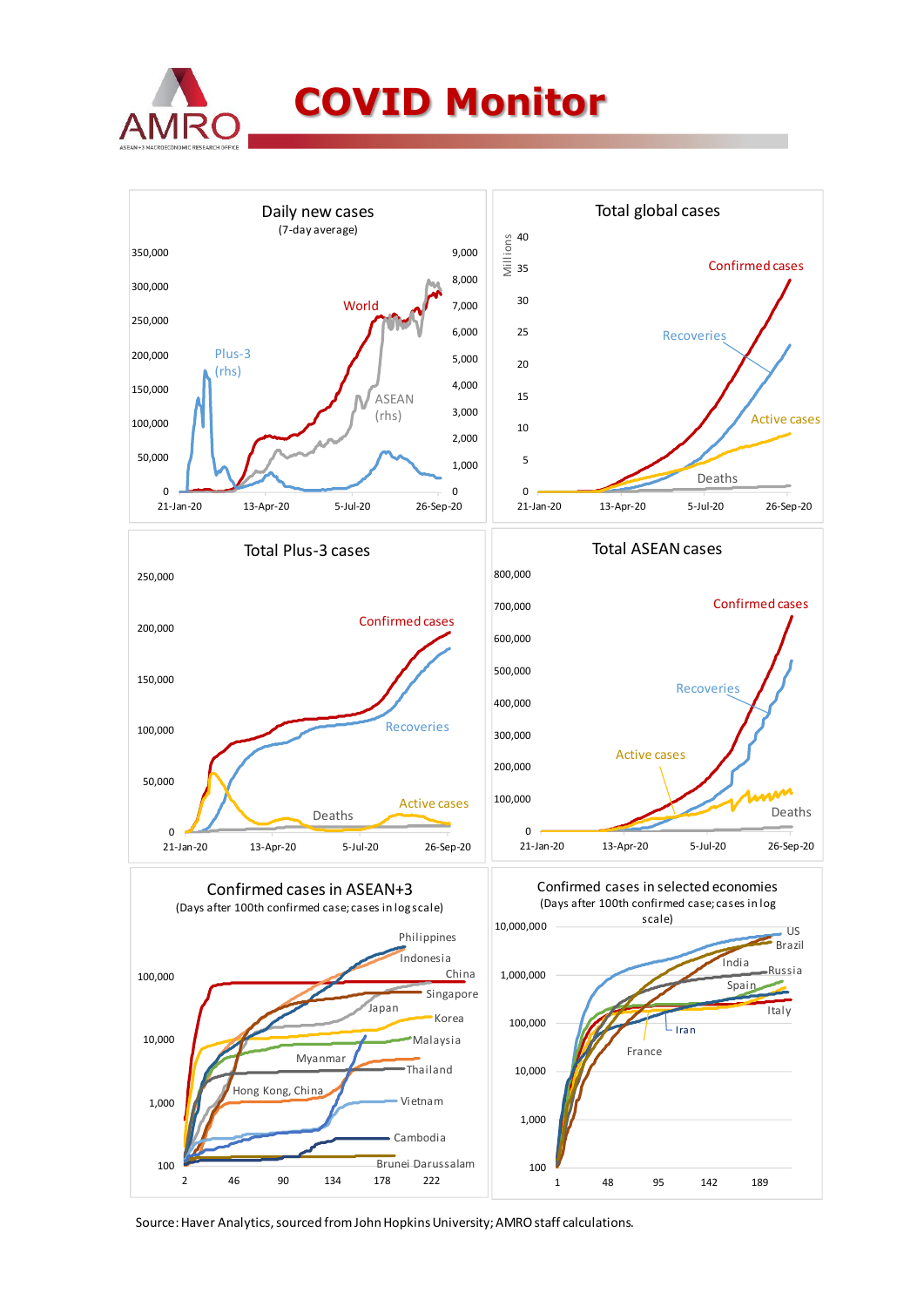# COVID Monitor

## Daily new cases
(7-day average)

350,000
300,000
250,000
200,000
150,000
100,000
50,000
0

9,000
8,000
7,000
6,000
5,000
4,000
3,000
2,000
1,000
0

21-Jan-20
13-Apr-20
5-Jul-20
26-Sep-20

World
Plus-3 (rhs)
ASEAN (rhs)

## Total global cases

Millions

40
35
30
25
20
15
10
5
0

21-Jan-20
13-Apr-20
5-Jul-20
26-Sep-20

Confirmed cases
Recoveries
Active cases
Deaths

## Total Plus-3 cases

250,000
200,000
150,000
100,000
50,000
0

21-Jan-20
13-Apr-20
5-Jul-20
26-Sep-20

Confirmed cases
Recoveries
Active cases
Deaths

## Total ASEAN cases

800,000
700,000
600,000
500,000
400,000
300,000
200,000
100,000
0

21-Jan-20
13-Apr-20
5-Jul-20
26-Sep-20

Confirmed cases
Recoveries
Active cases
Deaths

## Confirmed cases in ASEAN+3
(Days after 100th confirmed case; cases in log scale)

100,000
10,000
1,000
100

2
46
90
134
178
222

Philippines
Indonesia
China
Singapore
Japan
Korea
Malaysia
Myanmar
Thailand
Hong Kong, China
Vietnam
Cambodia
Brunei Darussalam

## Confirmed cases in selected economies
(Days after 100th confirmed case; cases in log scale)

10,000,000
1,000,000
100,000
10,000
1,000
100

1
48
95
142
189

US
Brazil
India
Russia
Spain
Italy
Iran
France

Source: Haver Analytics, sourced from John Hopkins University; AMRO staff calculations.